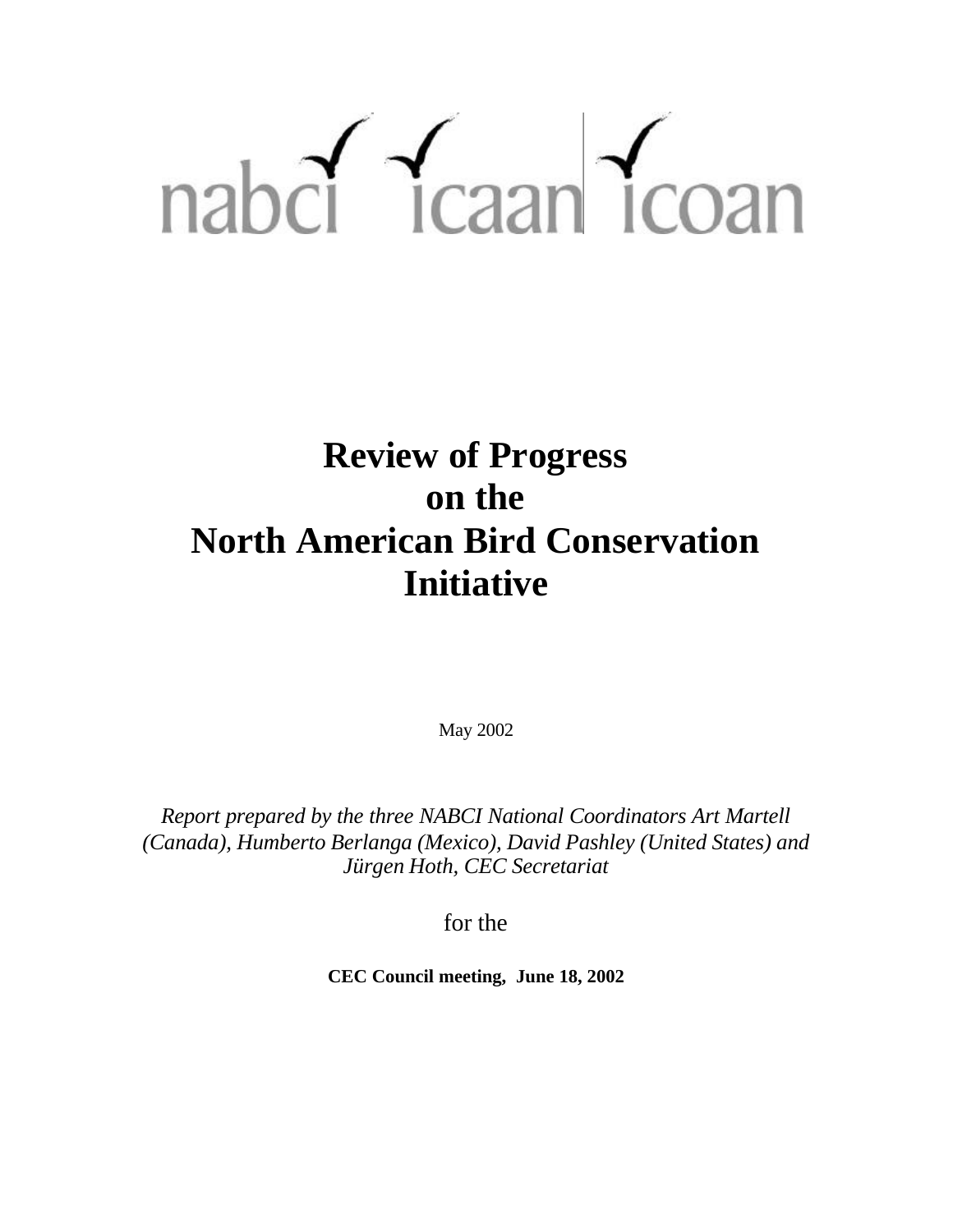nabci icaan icoan

# Review of Progress on the North American Bird Conservation Initiative

May 2002

*Report prepared by the three NABCI National Coordinators Art Martell (Canada), Humberto Berlanga (Mexico), David Pashley (United States) and Jürgen Hoth, CEC Secretariat*

for the

**CEC Council meeting, June 18, 2002**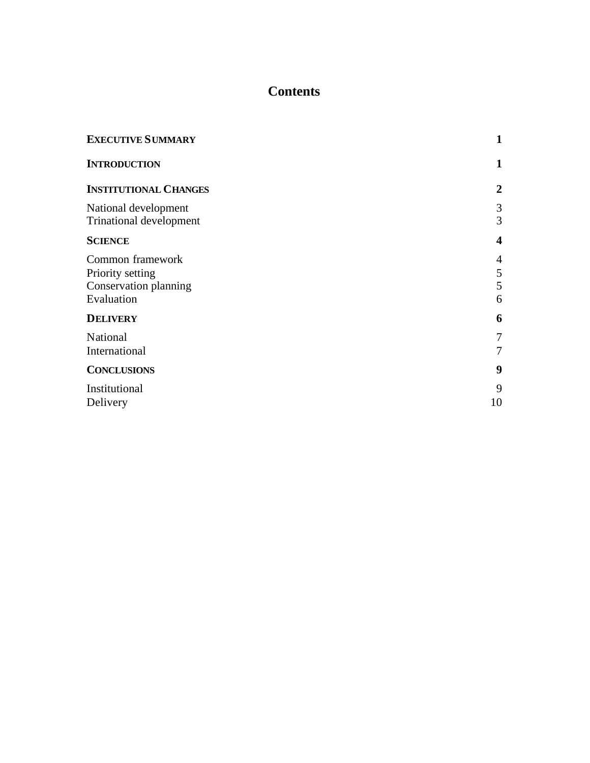# Contents

| | |
|---|---|
| **EXECUTIVE SUMMARY** | **1** |
| **INTRODUCTION** | **1** |
| **INSTITUTIONAL CHANGES** | **2** |
| National development | 3 |
| Trinational development | 3 |
| **SCIENCE** | **4** |
| Common framework | 4 |
| Priority setting | 5 |
| Conservation planning | 5 |
| Evaluation | 6 |
| **DELIVERY** | **6** |
| National | 7 |
| International | 7 |
| **CONCLUSIONS** | **9** |
| Institutional | 9 |
| Delivery | 10 |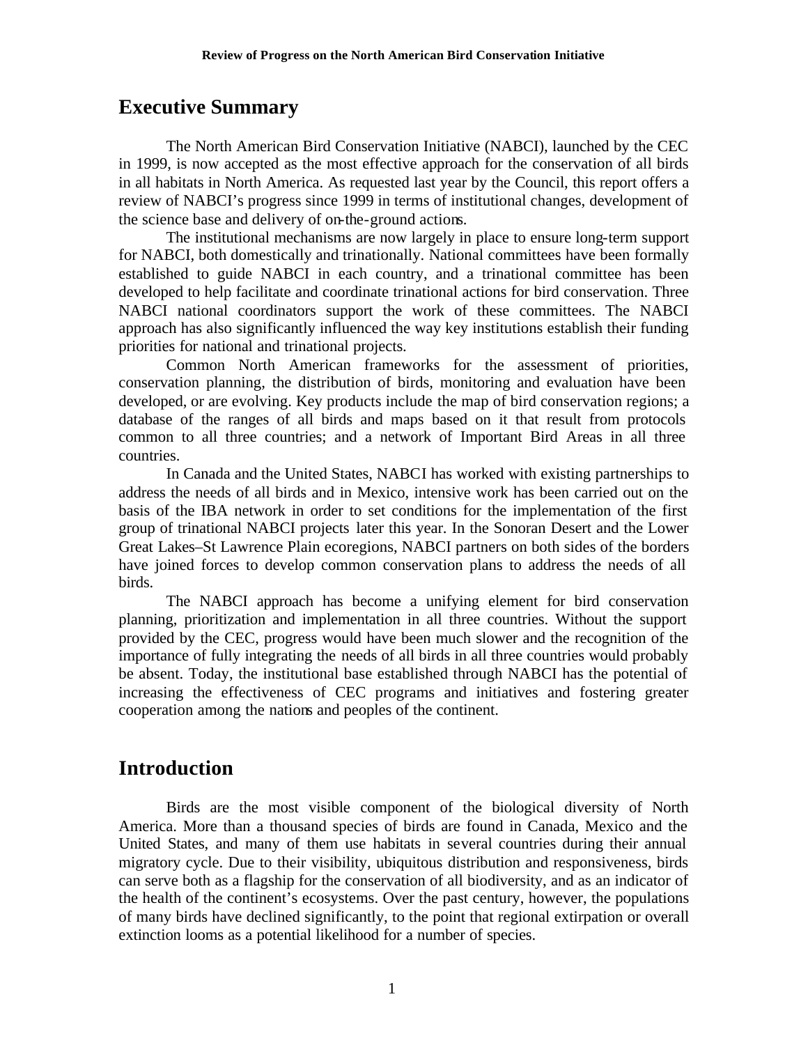## Executive Summary

The North American Bird Conservation Initiative (NABCI), launched by the CEC in 1999, is now accepted as the most effective approach for the conservation of all birds in all habitats in North America. As requested last year by the Council, this report offers a review of NABCI's progress since 1999 in terms of institutional changes, development of the science base and delivery of on-the-ground actions.

The institutional mechanisms are now largely in place to ensure long-term support for NABCI, both domestically and trinationally. National committees have been formally established to guide NABCI in each country, and a trinational committee has been developed to help facilitate and coordinate trinational actions for bird conservation. Three NABCI national coordinators support the work of these committees. The NABCI approach has also significantly influenced the way key institutions establish their funding priorities for national and trinational projects.

Common North American frameworks for the assessment of priorities, conservation planning, the distribution of birds, monitoring and evaluation have been developed, or are evolving. Key products include the map of bird conservation regions; a database of the ranges of all birds and maps based on it that result from protocols common to all three countries; and a network of Important Bird Areas in all three countries.

In Canada and the United States, NABCI has worked with existing partnerships to address the needs of all birds and in Mexico, intensive work has been carried out on the basis of the IBA network in order to set conditions for the implementation of the first group of trinational NABCI projects later this year. In the Sonoran Desert and the Lower Great Lakes–St Lawrence Plain ecoregions, NABCI partners on both sides of the borders have joined forces to develop common conservation plans to address the needs of all birds.

The NABCI approach has become a unifying element for bird conservation planning, prioritization and implementation in all three countries. Without the support provided by the CEC, progress would have been much slower and the recognition of the importance of fully integrating the needs of all birds in all three countries would probably be absent. Today, the institutional base established through NABCI has the potential of increasing the effectiveness of CEC programs and initiatives and fostering greater cooperation among the nations and peoples of the continent.

## Introduction

Birds are the most visible component of the biological diversity of North America. More than a thousand species of birds are found in Canada, Mexico and the United States, and many of them use habitats in several countries during their annual migratory cycle. Due to their visibility, ubiquitous distribution and responsiveness, birds can serve both as a flagship for the conservation of all biodiversity, and as an indicator of the health of the continent's ecosystems. Over the past century, however, the populations of many birds have declined significantly, to the point that regional extirpation or overall extinction looms as a potential likelihood for a number of species.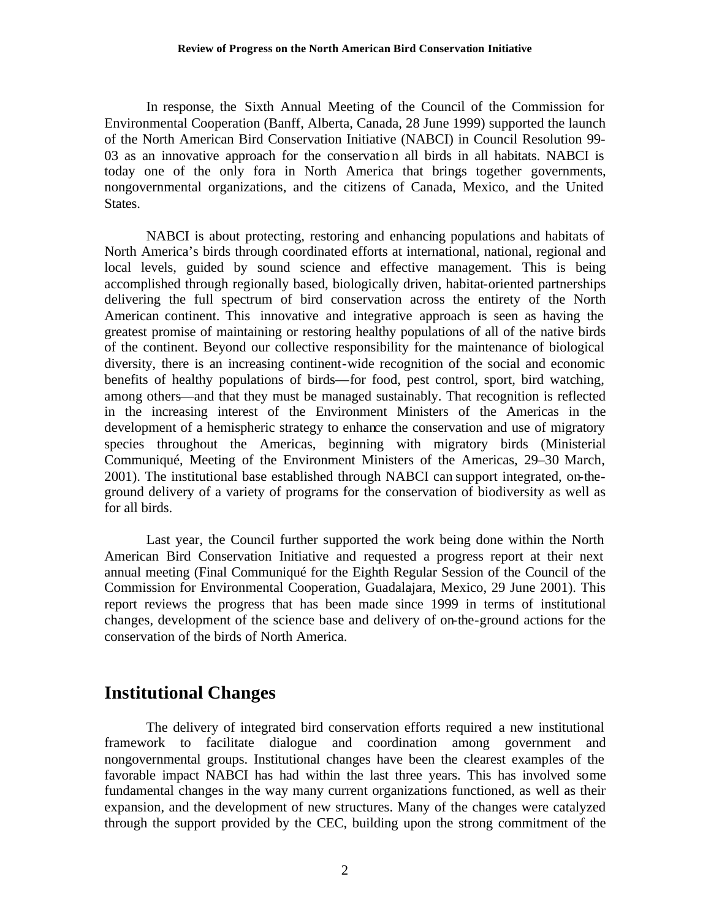In response, the Sixth Annual Meeting of the Council of the Commission for Environmental Cooperation (Banff, Alberta, Canada, 28 June 1999) supported the launch of the North American Bird Conservation Initiative (NABCI) in Council Resolution 99-03 as an innovative approach for the conservation all birds in all habitats. NABCI is today one of the only fora in North America that brings together governments, nongovernmental organizations, and the citizens of Canada, Mexico, and the United States.

NABCI is about protecting, restoring and enhancing populations and habitats of North America's birds through coordinated efforts at international, national, regional and local levels, guided by sound science and effective management. This is being accomplished through regionally based, biologically driven, habitat-oriented partnerships delivering the full spectrum of bird conservation across the entirety of the North American continent. This innovative and integrative approach is seen as having the greatest promise of maintaining or restoring healthy populations of all of the native birds of the continent. Beyond our collective responsibility for the maintenance of biological diversity, there is an increasing continent-wide recognition of the social and economic benefits of healthy populations of birds—for food, pest control, sport, bird watching, among others—and that they must be managed sustainably. That recognition is reflected in the increasing interest of the Environment Ministers of the Americas in the development of a hemispheric strategy to enhance the conservation and use of migratory species throughout the Americas, beginning with migratory birds (Ministerial Communiqué, Meeting of the Environment Ministers of the Americas, 29–30 March, 2001). The institutional base established through NABCI can support integrated, on-the-ground delivery of a variety of programs for the conservation of biodiversity as well as for all birds.

Last year, the Council further supported the work being done within the North American Bird Conservation Initiative and requested a progress report at their next annual meeting (Final Communiqué for the Eighth Regular Session of the Council of the Commission for Environmental Cooperation, Guadalajara, Mexico, 29 June 2001). This report reviews the progress that has been made since 1999 in terms of institutional changes, development of the science base and delivery of on-the-ground actions for the conservation of the birds of North America.

## Institutional Changes

The delivery of integrated bird conservation efforts required a new institutional framework to facilitate dialogue and coordination among government and nongovernmental groups. Institutional changes have been the clearest examples of the favorable impact NABCI has had within the last three years. This has involved some fundamental changes in the way many current organizations functioned, as well as their expansion, and the development of new structures. Many of the changes were catalyzed through the support provided by the CEC, building upon the strong commitment of the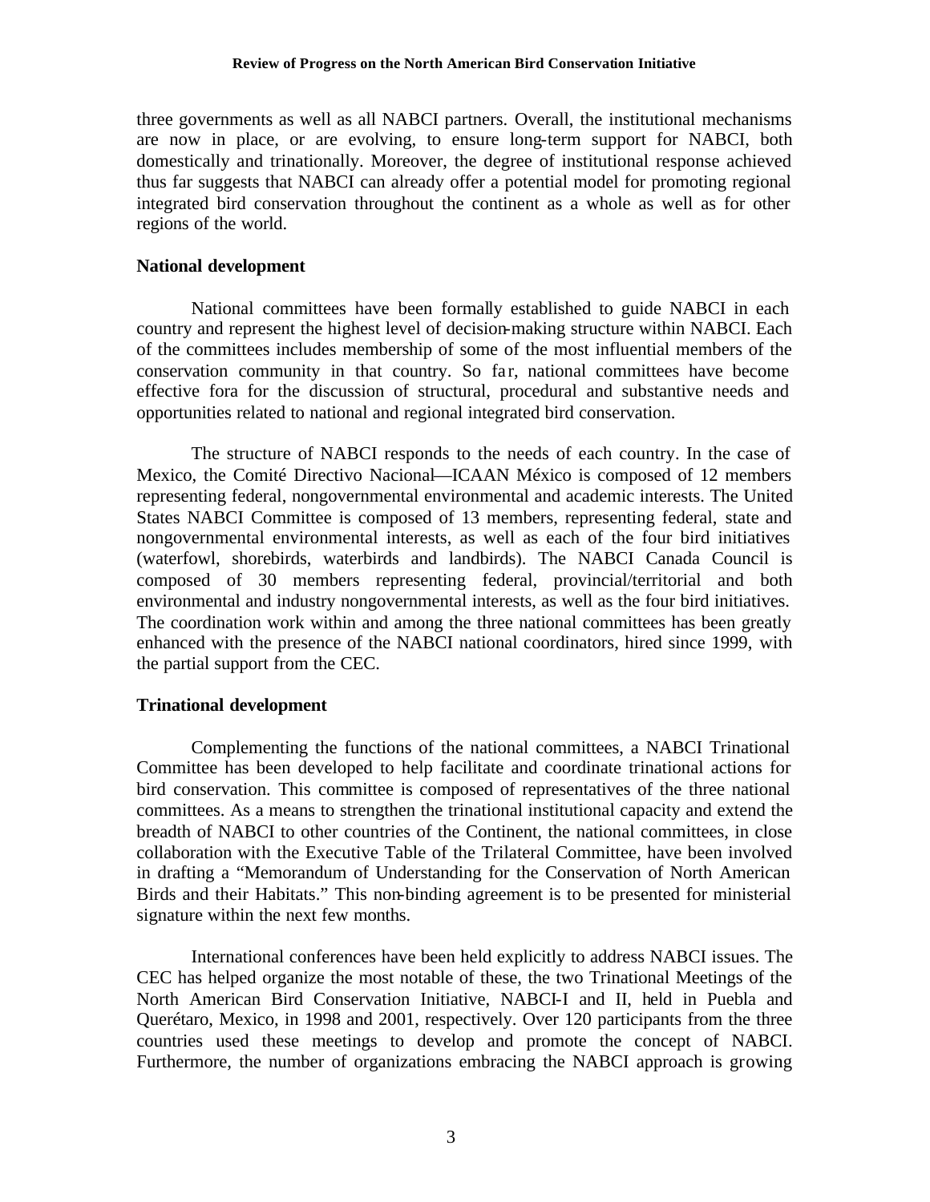three governments as well as all NABCI partners. Overall, the institutional mechanisms are now in place, or are evolving, to ensure long-term support for NABCI, both domestically and trinationally. Moreover, the degree of institutional response achieved thus far suggests that NABCI can already offer a potential model for promoting regional integrated bird conservation throughout the continent as a whole as well as for other regions of the world.

### National development

National committees have been formally established to guide NABCI in each country and represent the highest level of decision-making structure within NABCI. Each of the committees includes membership of some of the most influential members of the conservation community in that country. So far, national committees have become effective fora for the discussion of structural, procedural and substantive needs and opportunities related to national and regional integrated bird conservation.

The structure of NABCI responds to the needs of each country. In the case of Mexico, the Comité Directivo Nacional—ICAAN México is composed of 12 members representing federal, nongovernmental environmental and academic interests. The United States NABCI Committee is composed of 13 members, representing federal, state and nongovernmental environmental interests, as well as each of the four bird initiatives (waterfowl, shorebirds, waterbirds and landbirds). The NABCI Canada Council is composed of 30 members representing federal, provincial/territorial and both environmental and industry nongovernmental interests, as well as the four bird initiatives. The coordination work within and among the three national committees has been greatly enhanced with the presence of the NABCI national coordinators, hired since 1999, with the partial support from the CEC.

### Trinational development

Complementing the functions of the national committees, a NABCI Trinational Committee has been developed to help facilitate and coordinate trinational actions for bird conservation. This committee is composed of representatives of the three national committees. As a means to strengthen the trinational institutional capacity and extend the breadth of NABCI to other countries of the Continent, the national committees, in close collaboration with the Executive Table of the Trilateral Committee, have been involved in drafting a "Memorandum of Understanding for the Conservation of North American Birds and their Habitats." This non-binding agreement is to be presented for ministerial signature within the next few months.

International conferences have been held explicitly to address NABCI issues. The CEC has helped organize the most notable of these, the two Trinational Meetings of the North American Bird Conservation Initiative, NABCI-I and II, held in Puebla and Querétaro, Mexico, in 1998 and 2001, respectively. Over 120 participants from the three countries used these meetings to develop and promote the concept of NABCI. Furthermore, the number of organizations embracing the NABCI approach is growing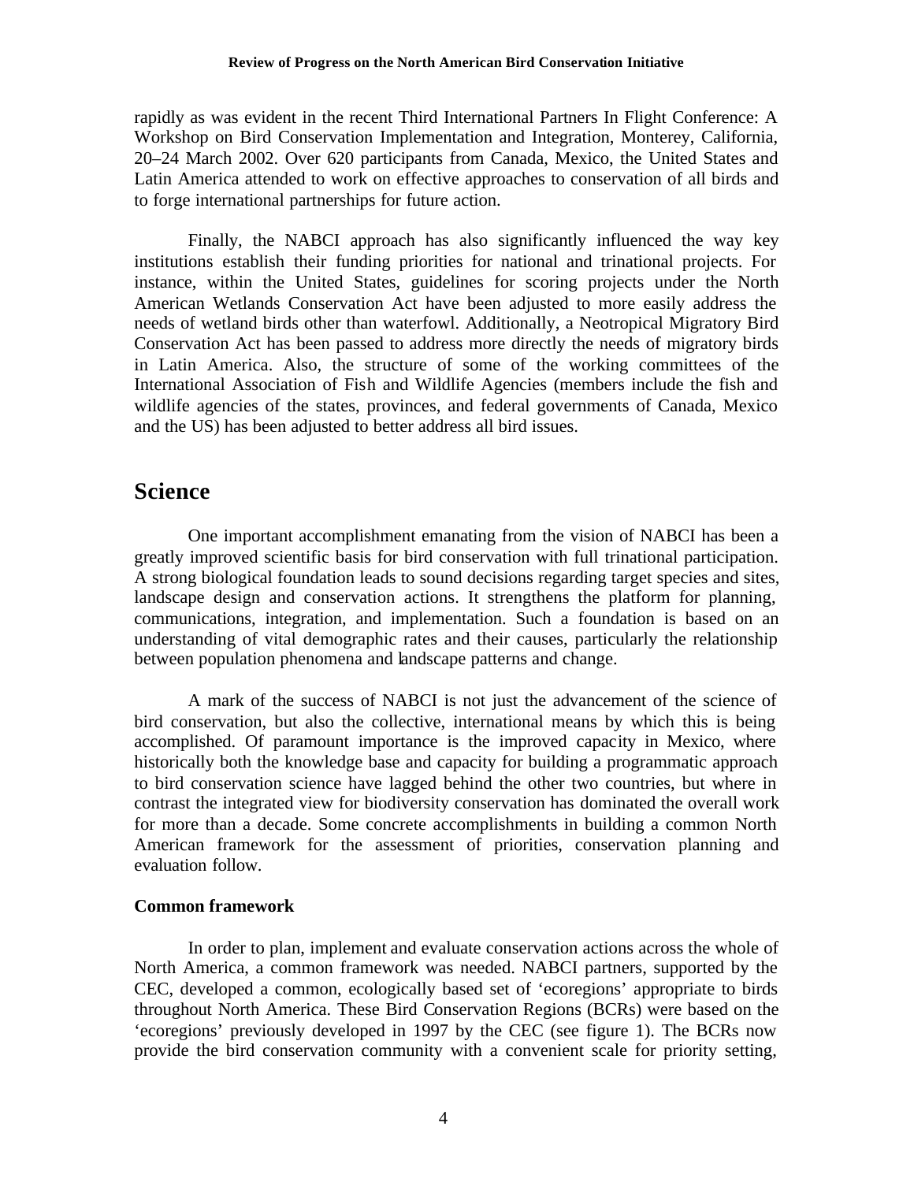rapidly as was evident in the recent Third International Partners In Flight Conference: A Workshop on Bird Conservation Implementation and Integration, Monterey, California, 20–24 March 2002. Over 620 participants from Canada, Mexico, the United States and Latin America attended to work on effective approaches to conservation of all birds and to forge international partnerships for future action.

Finally, the NABCI approach has also significantly influenced the way key institutions establish their funding priorities for national and trinational projects. For instance, within the United States, guidelines for scoring projects under the North American Wetlands Conservation Act have been adjusted to more easily address the needs of wetland birds other than waterfowl. Additionally, a Neotropical Migratory Bird Conservation Act has been passed to address more directly the needs of migratory birds in Latin America. Also, the structure of some of the working committees of the International Association of Fish and Wildlife Agencies (members include the fish and wildlife agencies of the states, provinces, and federal governments of Canada, Mexico and the US) has been adjusted to better address all bird issues.

## Science

One important accomplishment emanating from the vision of NABCI has been a greatly improved scientific basis for bird conservation with full trinational participation. A strong biological foundation leads to sound decisions regarding target species and sites, landscape design and conservation actions. It strengthens the platform for planning, communications, integration, and implementation. Such a foundation is based on an understanding of vital demographic rates and their causes, particularly the relationship between population phenomena and landscape patterns and change.

A mark of the success of NABCI is not just the advancement of the science of bird conservation, but also the collective, international means by which this is being accomplished. Of paramount importance is the improved capacity in Mexico, where historically both the knowledge base and capacity for building a programmatic approach to bird conservation science have lagged behind the other two countries, but where in contrast the integrated view for biodiversity conservation has dominated the overall work for more than a decade. Some concrete accomplishments in building a common North American framework for the assessment of priorities, conservation planning and evaluation follow.

### Common framework

In order to plan, implement and evaluate conservation actions across the whole of North America, a common framework was needed. NABCI partners, supported by the CEC, developed a common, ecologically based set of 'ecoregions' appropriate to birds throughout North America. These Bird Conservation Regions (BCRs) were based on the 'ecoregions' previously developed in 1997 by the CEC (see figure 1). The BCRs now provide the bird conservation community with a convenient scale for priority setting,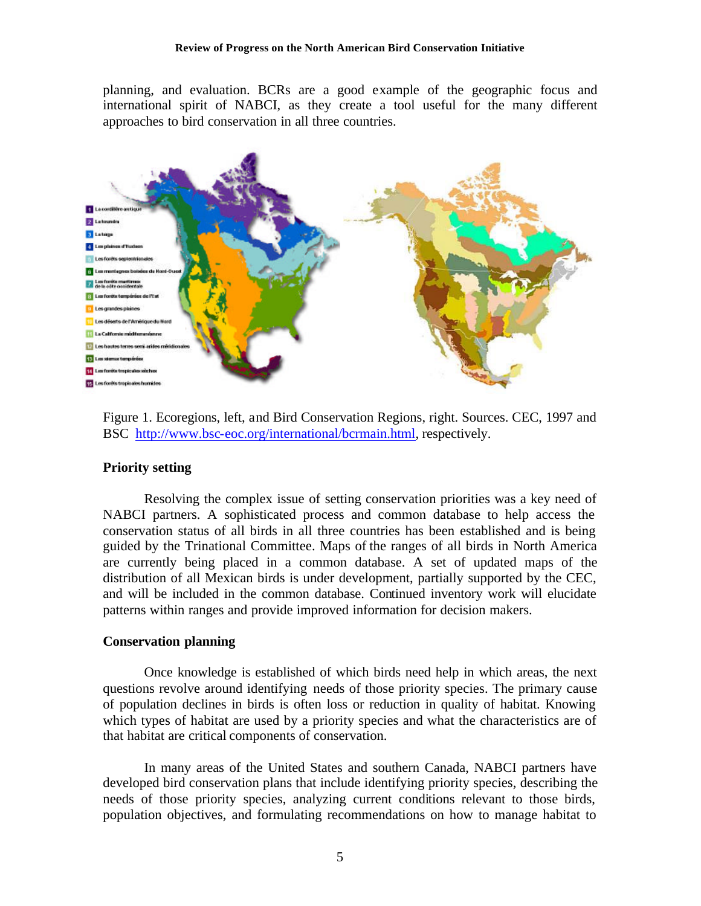planning, and evaluation. BCRs are a good example of the geographic focus and international spirit of NABCI, as they create a tool useful for the many different approaches to bird conservation in all three countries.

Figure 1. Ecoregions, left, and Bird Conservation Regions, right. Sources. CEC, 1997 and BSC http://www.bsc-eoc.org/international/bcrmain.html, respectively.

**Priority setting**

Resolving the complex issue of setting conservation priorities was a key need of NABCI partners. A sophisticated process and common database to help access the conservation status of all birds in all three countries has been established and is being guided by the Trinational Committee. Maps of the ranges of all birds in North America are currently being placed in a common database. A set of updated maps of the distribution of all Mexican birds is under development, partially supported by the CEC, and will be included in the common database. Continued inventory work will elucidate patterns within ranges and provide improved information for decision makers.

**Conservation planning**

Once knowledge is established of which birds need help in which areas, the next questions revolve around identifying needs of those priority species. The primary cause of population declines in birds is often loss or reduction in quality of habitat. Knowing which types of habitat are used by a priority species and what the characteristics are of that habitat are critical components of conservation.

In many areas of the United States and southern Canada, NABCI partners have developed bird conservation plans that include identifying priority species, describing the needs of those priority species, analyzing current conditions relevant to those birds, population objectives, and formulating recommendations on how to manage habitat to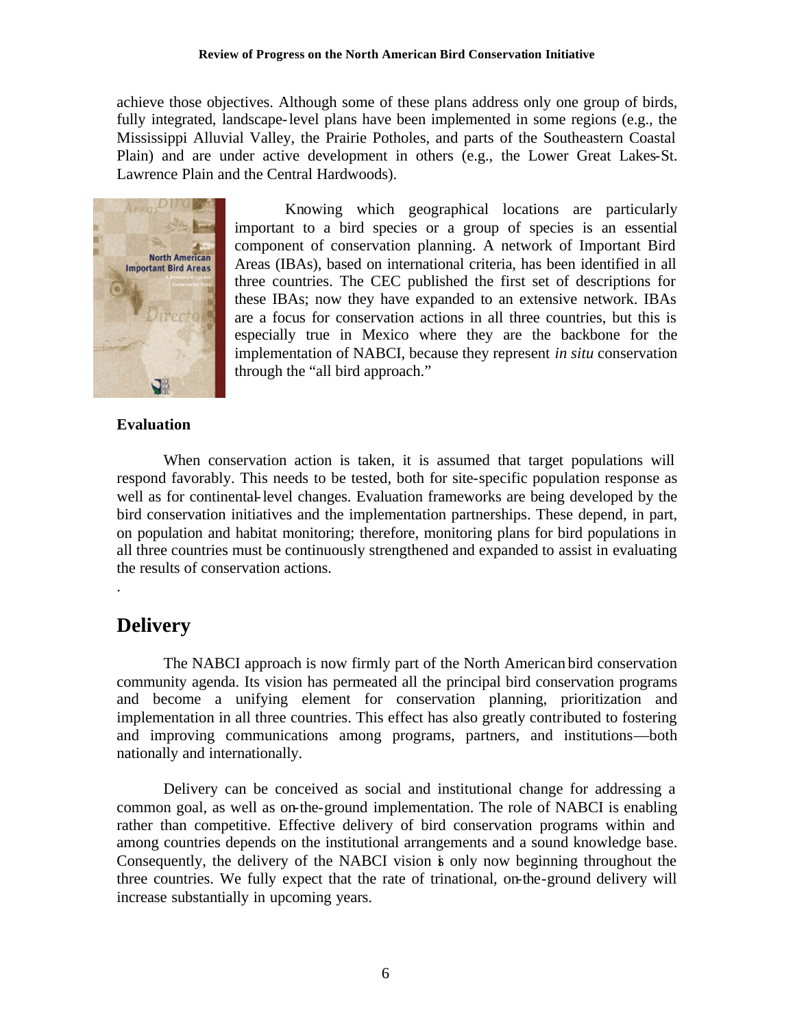achieve those objectives. Although some of these plans address only one group of birds, fully integrated, landscape-level plans have been implemented in some regions (e.g., the Mississippi Alluvial Valley, the Prairie Potholes, and parts of the Southeastern Coastal Plain) and are under active development in others (e.g., the Lower Great Lakes-St. Lawrence Plain and the Central Hardwoods).

Knowing which geographical locations are particularly important to a bird species or a group of species is an essential component of conservation planning. A network of Important Bird Areas (IBAs), based on international criteria, has been identified in all three countries. The CEC published the first set of descriptions for these IBAs; now they have expanded to an extensive network. IBAs are a focus for conservation actions in all three countries, but this is especially true in Mexico where they are the backbone for the implementation of NABCI, because they represent *in situ* conservation through the "all bird approach."

**Evaluation**

When conservation action is taken, it is assumed that target populations will respond favorably. This needs to be tested, both for site-specific population response as well as for continental-level changes. Evaluation frameworks are being developed by the bird conservation initiatives and the implementation partnerships. These depend, in part, on population and habitat monitoring; therefore, monitoring plans for bird populations in all three countries must be continuously strengthened and expanded to assist in evaluating the results of conservation actions.

## Delivery

The NABCI approach is now firmly part of the North American bird conservation community agenda. Its vision has permeated all the principal bird conservation programs and become a unifying element for conservation planning, prioritization and implementation in all three countries. This effect has also greatly contributed to fostering and improving communications among programs, partners, and institutions—both nationally and internationally.

Delivery can be conceived as social and institutional change for addressing a common goal, as well as on-the-ground implementation. The role of NABCI is enabling rather than competitive. Effective delivery of bird conservation programs within and among countries depends on the institutional arrangements and a sound knowledge base. Consequently, the delivery of the NABCI vision is only now beginning throughout the three countries. We fully expect that the rate of trinational, on-the-ground delivery will increase substantially in upcoming years.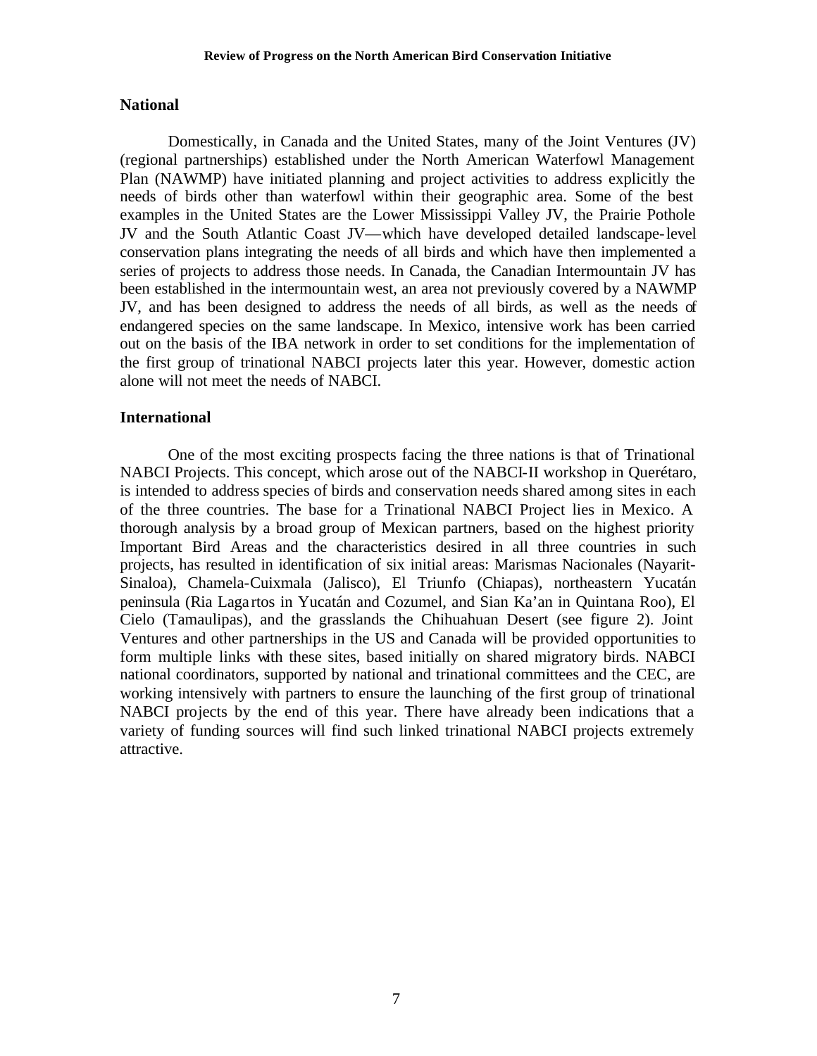## National

Domestically, in Canada and the United States, many of the Joint Ventures (JV) (regional partnerships) established under the North American Waterfowl Management Plan (NAWMP) have initiated planning and project activities to address explicitly the needs of birds other than waterfowl within their geographic area. Some of the best examples in the United States are the Lower Mississippi Valley JV, the Prairie Pothole JV and the South Atlantic Coast JV—which have developed detailed landscape-level conservation plans integrating the needs of all birds and which have then implemented a series of projects to address those needs. In Canada, the Canadian Intermountain JV has been established in the intermountain west, an area not previously covered by a NAWMP JV, and has been designed to address the needs of all birds, as well as the needs of endangered species on the same landscape. In Mexico, intensive work has been carried out on the basis of the IBA network in order to set conditions for the implementation of the first group of trinational NABCI projects later this year. However, domestic action alone will not meet the needs of NABCI.

## International

One of the most exciting prospects facing the three nations is that of Trinational NABCI Projects. This concept, which arose out of the NABCI-II workshop in Querétaro, is intended to address species of birds and conservation needs shared among sites in each of the three countries. The base for a Trinational NABCI Project lies in Mexico. A thorough analysis by a broad group of Mexican partners, based on the highest priority Important Bird Areas and the characteristics desired in all three countries in such projects, has resulted in identification of six initial areas: Marismas Nacionales (Nayarit-Sinaloa), Chamela-Cuixmala (Jalisco), El Triunfo (Chiapas), northeastern Yucatán peninsula (Ria Lagartos in Yucatán and Cozumel, and Sian Ka'an in Quintana Roo), El Cielo (Tamaulipas), and the grasslands the Chihuahuan Desert (see figure 2). Joint Ventures and other partnerships in the US and Canada will be provided opportunities to form multiple links with these sites, based initially on shared migratory birds. NABCI national coordinators, supported by national and trinational committees and the CEC, are working intensively with partners to ensure the launching of the first group of trinational NABCI projects by the end of this year. There have already been indications that a variety of funding sources will find such linked trinational NABCI projects extremely attractive.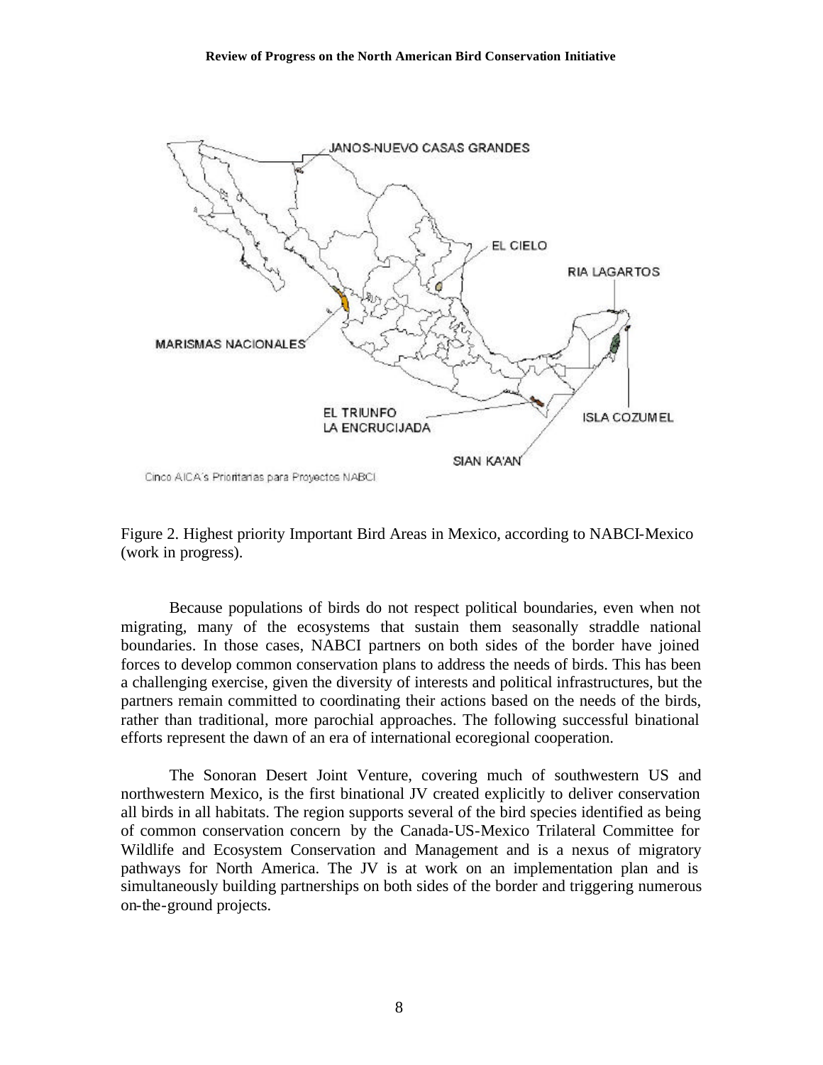Figure 2. Highest priority Important Bird Areas in Mexico, according to NABCI-Mexico (work in progress).

Because populations of birds do not respect political boundaries, even when not migrating, many of the ecosystems that sustain them seasonally straddle national boundaries. In those cases, NABCI partners on both sides of the border have joined forces to develop common conservation plans to address the needs of birds. This has been a challenging exercise, given the diversity of interests and political infrastructures, but the partners remain committed to coordinating their actions based on the needs of the birds, rather than traditional, more parochial approaches. The following successful binational efforts represent the dawn of an era of international ecoregional cooperation.

The Sonoran Desert Joint Venture, covering much of southwestern US and northwestern Mexico, is the first binational JV created explicitly to deliver conservation all birds in all habitats. The region supports several of the bird species identified as being of common conservation concern by the Canada-US-Mexico Trilateral Committee for Wildlife and Ecosystem Conservation and Management and is a nexus of migratory pathways for North America. The JV is at work on an implementation plan and is simultaneously building partnerships on both sides of the border and triggering numerous on-the-ground projects.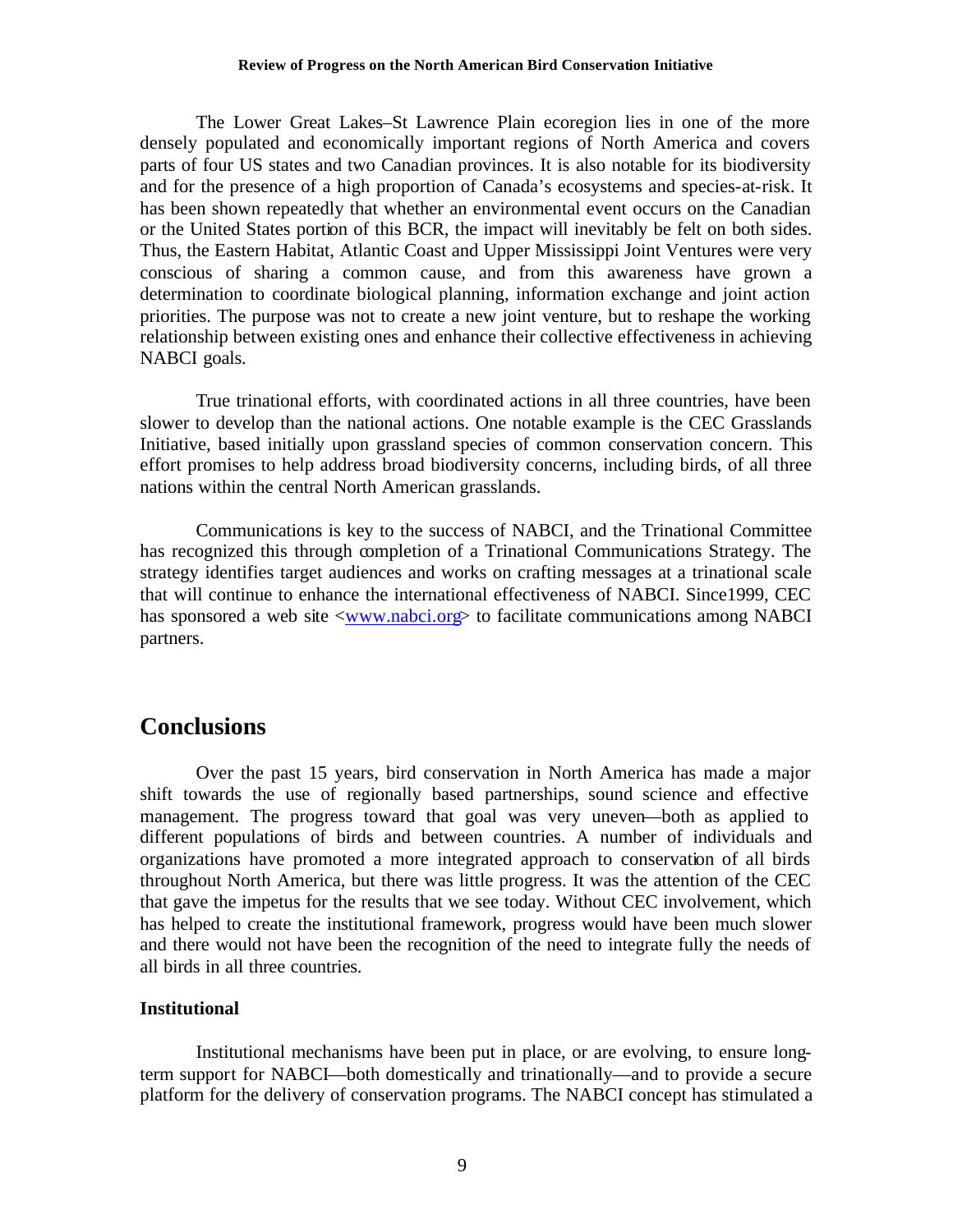The Lower Great Lakes–St Lawrence Plain ecoregion lies in one of the more densely populated and economically important regions of North America and covers parts of four US states and two Canadian provinces. It is also notable for its biodiversity and for the presence of a high proportion of Canada's ecosystems and species-at-risk. It has been shown repeatedly that whether an environmental event occurs on the Canadian or the United States portion of this BCR, the impact will inevitably be felt on both sides. Thus, the Eastern Habitat, Atlantic Coast and Upper Mississippi Joint Ventures were very conscious of sharing a common cause, and from this awareness have grown a determination to coordinate biological planning, information exchange and joint action priorities. The purpose was not to create a new joint venture, but to reshape the working relationship between existing ones and enhance their collective effectiveness in achieving NABCI goals.

True trinational efforts, with coordinated actions in all three countries, have been slower to develop than the national actions. One notable example is the CEC Grasslands Initiative, based initially upon grassland species of common conservation concern. This effort promises to help address broad biodiversity concerns, including birds, of all three nations within the central North American grasslands.

Communications is key to the success of NABCI, and the Trinational Committee has recognized this through completion of a Trinational Communications Strategy. The strategy identifies target audiences and works on crafting messages at a trinational scale that will continue to enhance the international effectiveness of NABCI. Since1999, CEC has sponsored a web site <www.nabci.org> to facilitate communications among NABCI partners.

## Conclusions

Over the past 15 years, bird conservation in North America has made a major shift towards the use of regionally based partnerships, sound science and effective management. The progress toward that goal was very uneven—both as applied to different populations of birds and between countries. A number of individuals and organizations have promoted a more integrated approach to conservation of all birds throughout North America, but there was little progress. It was the attention of the CEC that gave the impetus for the results that we see today. Without CEC involvement, which has helped to create the institutional framework, progress would have been much slower and there would not have been the recognition of the need to integrate fully the needs of all birds in all three countries.

### Institutional

Institutional mechanisms have been put in place, or are evolving, to ensure long-term support for NABCI—both domestically and trinationally—and to provide a secure platform for the delivery of conservation programs. The NABCI concept has stimulated a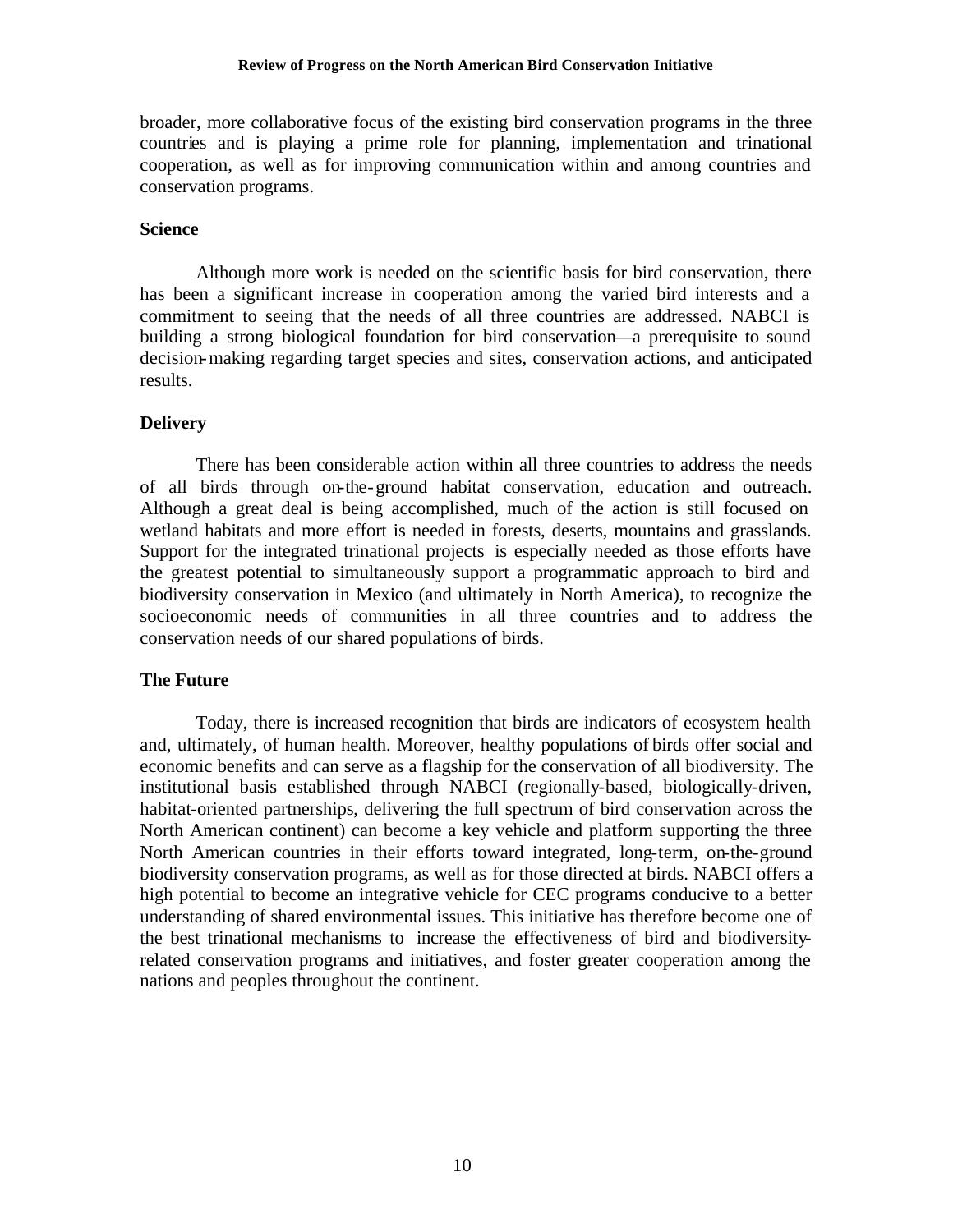broader, more collaborative focus of the existing bird conservation programs in the three countries and is playing a prime role for planning, implementation and trinational cooperation, as well as for improving communication within and among countries and conservation programs.

## Science

Although more work is needed on the scientific basis for bird conservation, there has been a significant increase in cooperation among the varied bird interests and a commitment to seeing that the needs of all three countries are addressed. NABCI is building a strong biological foundation for bird conservation—a prerequisite to sound decision-making regarding target species and sites, conservation actions, and anticipated results.

## Delivery

There has been considerable action within all three countries to address the needs of all birds through on-the-ground habitat conservation, education and outreach. Although a great deal is being accomplished, much of the action is still focused on wetland habitats and more effort is needed in forests, deserts, mountains and grasslands. Support for the integrated trinational projects is especially needed as those efforts have the greatest potential to simultaneously support a programmatic approach to bird and biodiversity conservation in Mexico (and ultimately in North America), to recognize the socioeconomic needs of communities in all three countries and to address the conservation needs of our shared populations of birds.

## The Future

Today, there is increased recognition that birds are indicators of ecosystem health and, ultimately, of human health. Moreover, healthy populations of birds offer social and economic benefits and can serve as a flagship for the conservation of all biodiversity. The institutional basis established through NABCI (regionally-based, biologically-driven, habitat-oriented partnerships, delivering the full spectrum of bird conservation across the North American continent) can become a key vehicle and platform supporting the three North American countries in their efforts toward integrated, long-term, on-the-ground biodiversity conservation programs, as well as for those directed at birds. NABCI offers a high potential to become an integrative vehicle for CEC programs conducive to a better understanding of shared environmental issues. This initiative has therefore become one of the best trinational mechanisms to increase the effectiveness of bird and biodiversity-related conservation programs and initiatives, and foster greater cooperation among the nations and peoples throughout the continent.